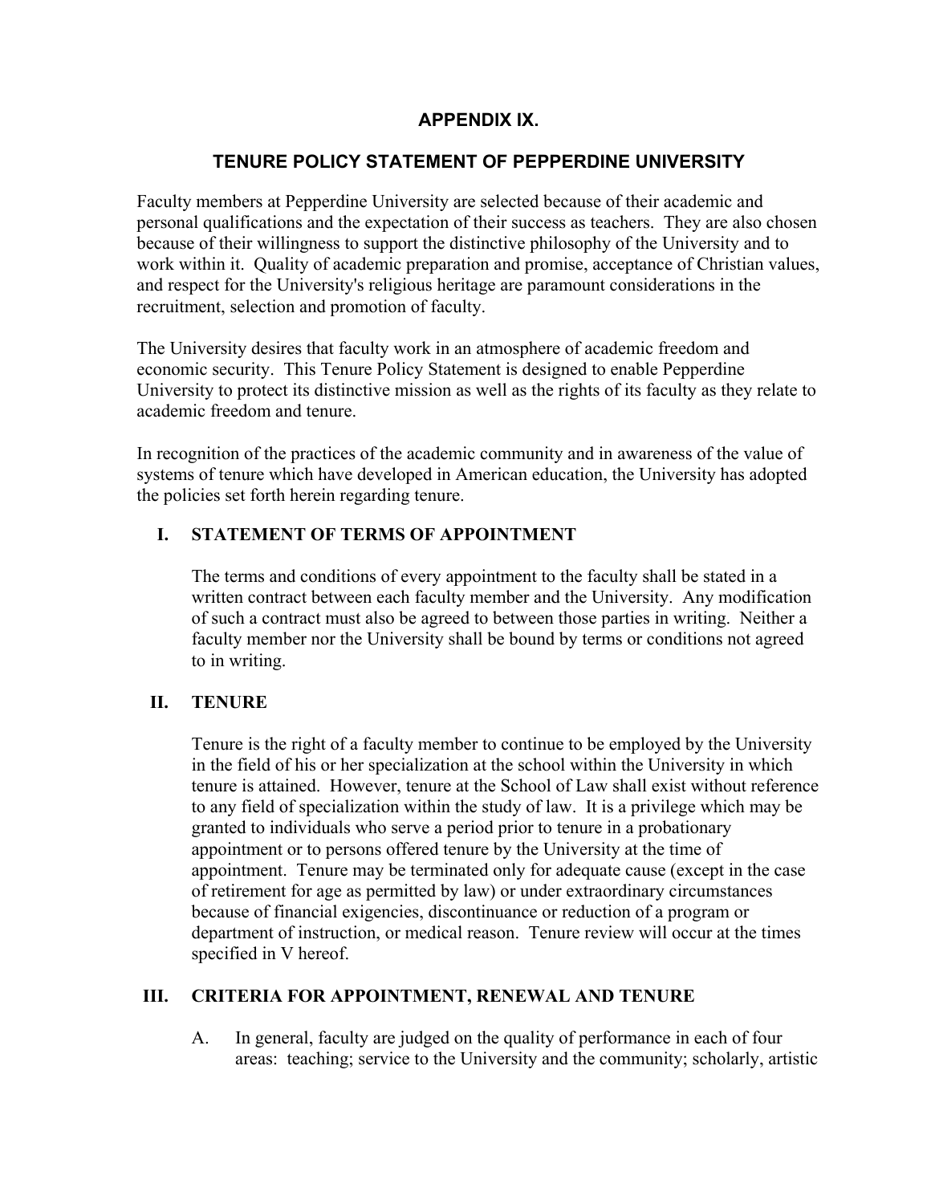# APPENDIX IX.

## TENURE POLICY STATEMENT OF PEPPERDINE UNIVERSITY

Faculty members at Pepperdine University are selected because of their academic and personal qualifications and the expectation of their success as teachers. They are also chosen because of their willingness to support the distinctive philosophy of the University and to work within it. Quality of academic preparation and promise, acceptance of Christian values, and respect for the University's religious heritage are paramount considerations in the recruitment, selection and promotion of faculty.

The University desires that faculty work in an atmosphere of academic freedom and economic security. This Tenure Policy Statement is designed to enable Pepperdine University to protect its distinctive mission as well as the rights of its faculty as they relate to academic freedom and tenure.

In recognition of the practices of the academic community and in awareness of the value of systems of tenure which have developed in American education, the University has adopted the policies set forth herein regarding tenure.

### I. STATEMENT OF TERMS OF APPOINTMENT

The terms and conditions of every appointment to the faculty shall be stated in a written contract between each faculty member and the University. Any modification of such a contract must also be agreed to between those parties in writing. Neither a faculty member nor the University shall be bound by terms or conditions not agreed to in writing.

### II. TENURE

Tenure is the right of a faculty member to continue to be employed by the University in the field of his or her specialization at the school within the University in which tenure is attained. However, tenure at the School of Law shall exist without reference to any field of specialization within the study of law. It is a privilege which may be granted to individuals who serve a period prior to tenure in a probationary appointment or to persons offered tenure by the University at the time of appointment. Tenure may be terminated only for adequate cause (except in the case of retirement for age as permitted by law) or under extraordinary circumstances because of financial exigencies, discontinuance or reduction of a program or department of instruction, or medical reason. Tenure review will occur at the times specified in V hereof.

### III. CRITERIA FOR APPOINTMENT, RENEWAL AND TENURE

A. In general, faculty are judged on the quality of performance in each of four areas: teaching; service to the University and the community; scholarly, artistic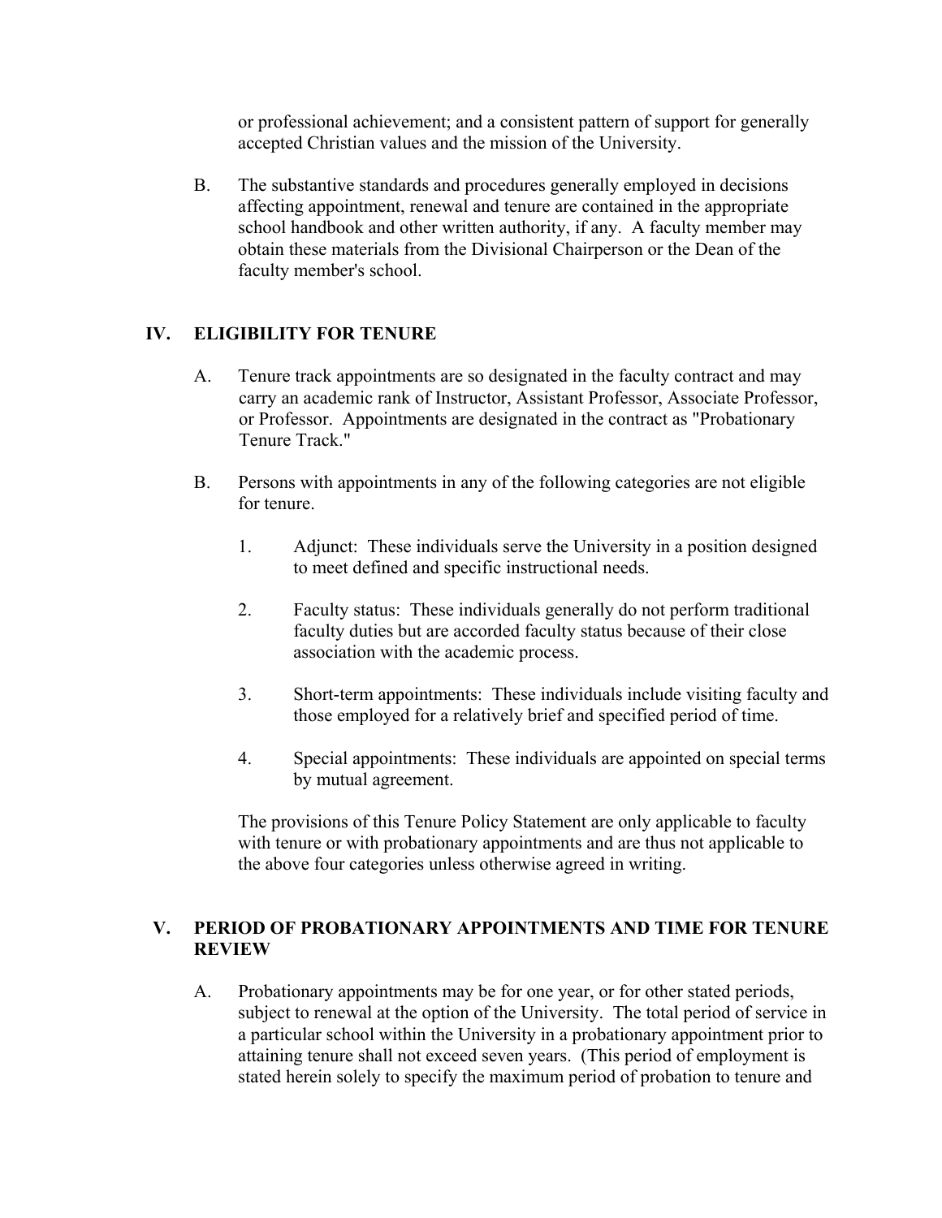or professional achievement; and a consistent pattern of support for generally accepted Christian values and the mission of the University.

B. The substantive standards and procedures generally employed in decisions affecting appointment, renewal and tenure are contained in the appropriate school handbook and other written authority, if any. A faculty member may obtain these materials from the Divisional Chairperson or the Dean of the faculty member's school.

## IV. ELIGIBILITY FOR TENURE

A. Tenure track appointments are so designated in the faculty contract and may carry an academic rank of Instructor, Assistant Professor, Associate Professor, or Professor. Appointments are designated in the contract as "Probationary Tenure Track."

B. Persons with appointments in any of the following categories are not eligible for tenure.

1. Adjunct: These individuals serve the University in a position designed to meet defined and specific instructional needs.

2. Faculty status: These individuals generally do not perform traditional faculty duties but are accorded faculty status because of their close association with the academic process.

3. Short-term appointments: These individuals include visiting faculty and those employed for a relatively brief and specified period of time.

4. Special appointments: These individuals are appointed on special terms by mutual agreement.

The provisions of this Tenure Policy Statement are only applicable to faculty with tenure or with probationary appointments and are thus not applicable to the above four categories unless otherwise agreed in writing.

## V. PERIOD OF PROBATIONARY APPOINTMENTS AND TIME FOR TENURE REVIEW

A. Probationary appointments may be for one year, or for other stated periods, subject to renewal at the option of the University. The total period of service in a particular school within the University in a probationary appointment prior to attaining tenure shall not exceed seven years. (This period of employment is stated herein solely to specify the maximum period of probation to tenure and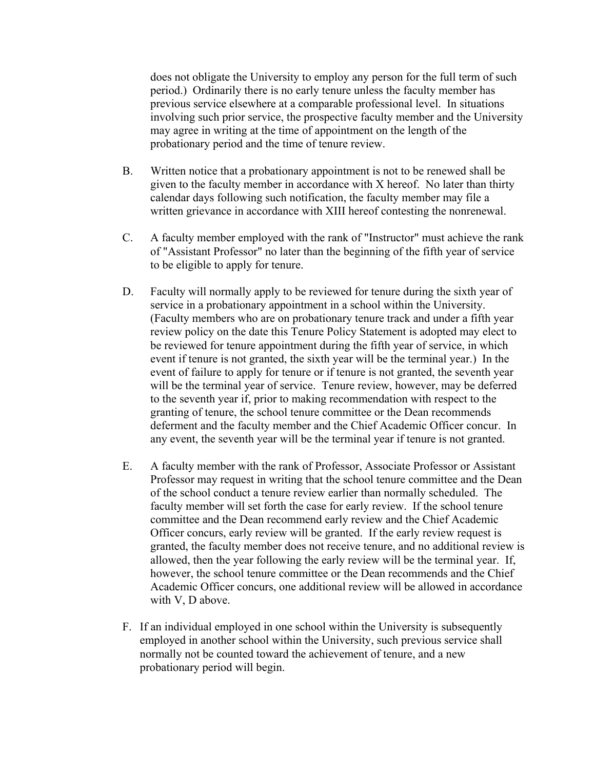does not obligate the University to employ any person for the full term of such period.) Ordinarily there is no early tenure unless the faculty member has previous service elsewhere at a comparable professional level. In situations involving such prior service, the prospective faculty member and the University may agree in writing at the time of appointment on the length of the probationary period and the time of tenure review.

B. Written notice that a probationary appointment is not to be renewed shall be given to the faculty member in accordance with X hereof. No later than thirty calendar days following such notification, the faculty member may file a written grievance in accordance with XIII hereof contesting the nonrenewal.

C. A faculty member employed with the rank of "Instructor" must achieve the rank of "Assistant Professor" no later than the beginning of the fifth year of service to be eligible to apply for tenure.

D. Faculty will normally apply to be reviewed for tenure during the sixth year of service in a probationary appointment in a school within the University. (Faculty members who are on probationary tenure track and under a fifth year review policy on the date this Tenure Policy Statement is adopted may elect to be reviewed for tenure appointment during the fifth year of service, in which event if tenure is not granted, the sixth year will be the terminal year.) In the event of failure to apply for tenure or if tenure is not granted, the seventh year will be the terminal year of service. Tenure review, however, may be deferred to the seventh year if, prior to making recommendation with respect to the granting of tenure, the school tenure committee or the Dean recommends deferment and the faculty member and the Chief Academic Officer concur. In any event, the seventh year will be the terminal year if tenure is not granted.

E. A faculty member with the rank of Professor, Associate Professor or Assistant Professor may request in writing that the school tenure committee and the Dean of the school conduct a tenure review earlier than normally scheduled. The faculty member will set forth the case for early review. If the school tenure committee and the Dean recommend early review and the Chief Academic Officer concurs, early review will be granted. If the early review request is granted, the faculty member does not receive tenure, and no additional review is allowed, then the year following the early review will be the terminal year. If, however, the school tenure committee or the Dean recommends and the Chief Academic Officer concurs, one additional review will be allowed in accordance with V, D above.

F. If an individual employed in one school within the University is subsequently employed in another school within the University, such previous service shall normally not be counted toward the achievement of tenure, and a new probationary period will begin.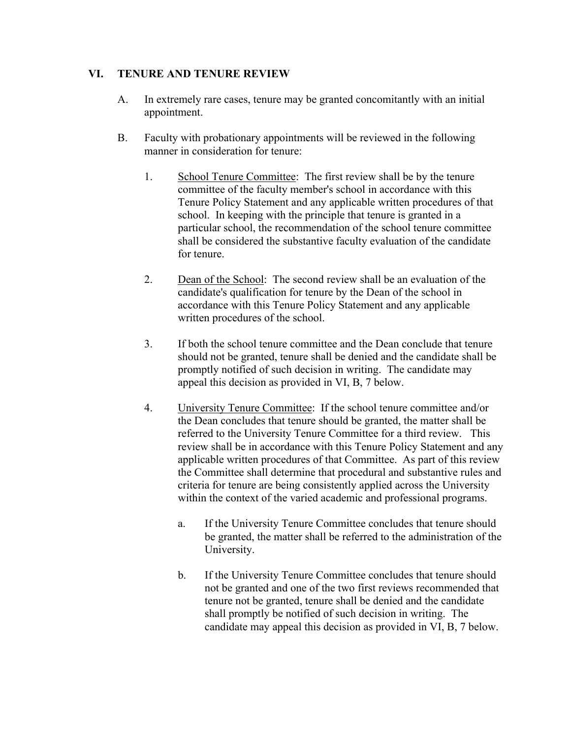## VI. TENURE AND TENURE REVIEW

A. In extremely rare cases, tenure may be granted concomitantly with an initial appointment.

B. Faculty with probationary appointments will be reviewed in the following manner in consideration for tenure:

1. <u>School Tenure Committee</u>: The first review shall be by the tenure committee of the faculty member's school in accordance with this Tenure Policy Statement and any applicable written procedures of that school. In keeping with the principle that tenure is granted in a particular school, the recommendation of the school tenure committee shall be considered the substantive faculty evaluation of the candidate for tenure.

2. <u>Dean of the School</u>: The second review shall be an evaluation of the candidate's qualification for tenure by the Dean of the school in accordance with this Tenure Policy Statement and any applicable written procedures of the school.

3. If both the school tenure committee and the Dean conclude that tenure should not be granted, tenure shall be denied and the candidate shall be promptly notified of such decision in writing. The candidate may appeal this decision as provided in VI, B, 7 below.

4. <u>University Tenure Committee</u>: If the school tenure committee and/or the Dean concludes that tenure should be granted, the matter shall be referred to the University Tenure Committee for a third review. This review shall be in accordance with this Tenure Policy Statement and any applicable written procedures of that Committee. As part of this review the Committee shall determine that procedural and substantive rules and criteria for tenure are being consistently applied across the University within the context of the varied academic and professional programs.

   a. If the University Tenure Committee concludes that tenure should be granted, the matter shall be referred to the administration of the University.

   b. If the University Tenure Committee concludes that tenure should not be granted and one of the two first reviews recommended that tenure not be granted, tenure shall be denied and the candidate shall promptly be notified of such decision in writing. The candidate may appeal this decision as provided in VI, B, 7 below.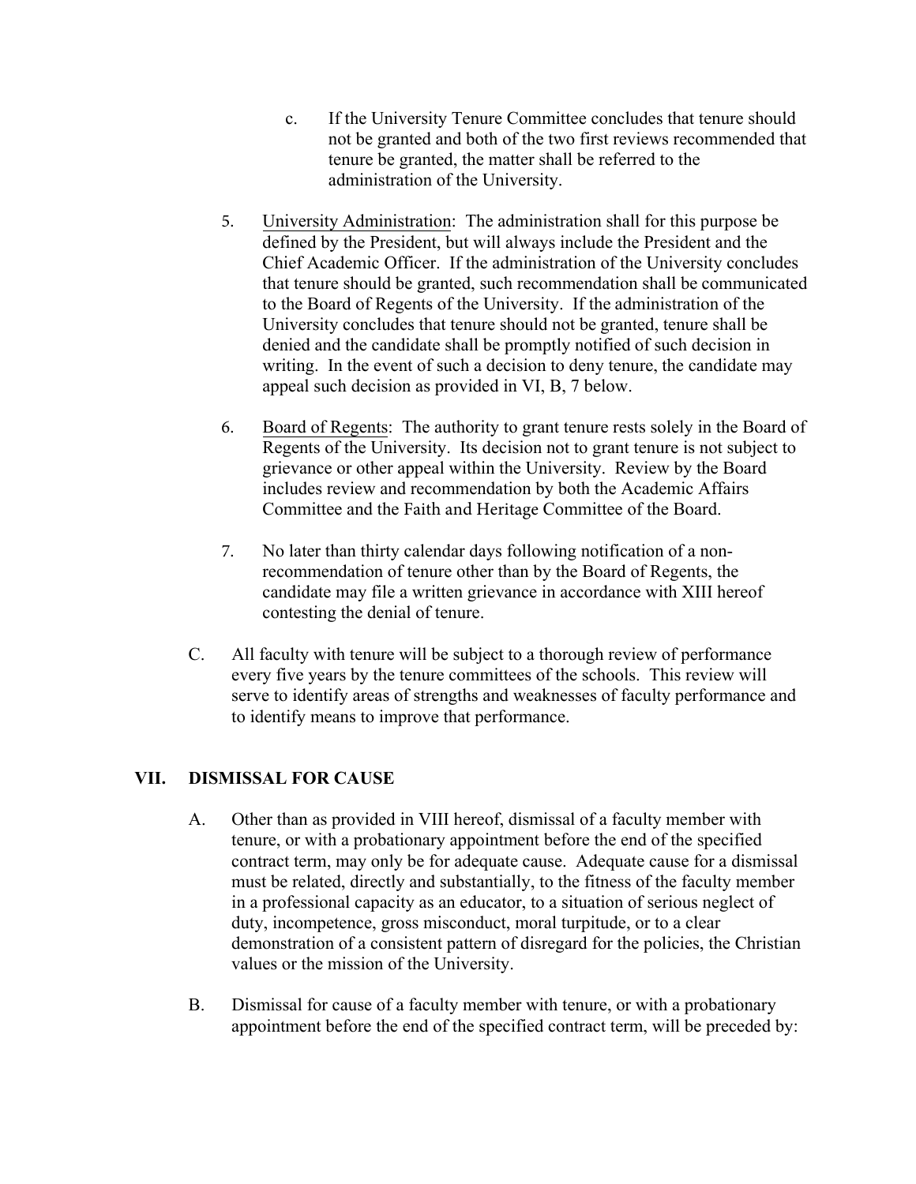c. If the University Tenure Committee concludes that tenure should not be granted and both of the two first reviews recommended that tenure be granted, the matter shall be referred to the administration of the University.

5. University Administration: The administration shall for this purpose be defined by the President, but will always include the President and the Chief Academic Officer. If the administration of the University concludes that tenure should be granted, such recommendation shall be communicated to the Board of Regents of the University. If the administration of the University concludes that tenure should not be granted, tenure shall be denied and the candidate shall be promptly notified of such decision in writing. In the event of such a decision to deny tenure, the candidate may appeal such decision as provided in VI, B, 7 below.

6. Board of Regents: The authority to grant tenure rests solely in the Board of Regents of the University. Its decision not to grant tenure is not subject to grievance or other appeal within the University. Review by the Board includes review and recommendation by both the Academic Affairs Committee and the Faith and Heritage Committee of the Board.

7. No later than thirty calendar days following notification of a non-recommendation of tenure other than by the Board of Regents, the candidate may file a written grievance in accordance with XIII hereof contesting the denial of tenure.

C. All faculty with tenure will be subject to a thorough review of performance every five years by the tenure committees of the schools. This review will serve to identify areas of strengths and weaknesses of faculty performance and to identify means to improve that performance.

## VII. DISMISSAL FOR CAUSE

A. Other than as provided in VIII hereof, dismissal of a faculty member with tenure, or with a probationary appointment before the end of the specified contract term, may only be for adequate cause. Adequate cause for a dismissal must be related, directly and substantially, to the fitness of the faculty member in a professional capacity as an educator, to a situation of serious neglect of duty, incompetence, gross misconduct, moral turpitude, or to a clear demonstration of a consistent pattern of disregard for the policies, the Christian values or the mission of the University.

B. Dismissal for cause of a faculty member with tenure, or with a probationary appointment before the end of the specified contract term, will be preceded by: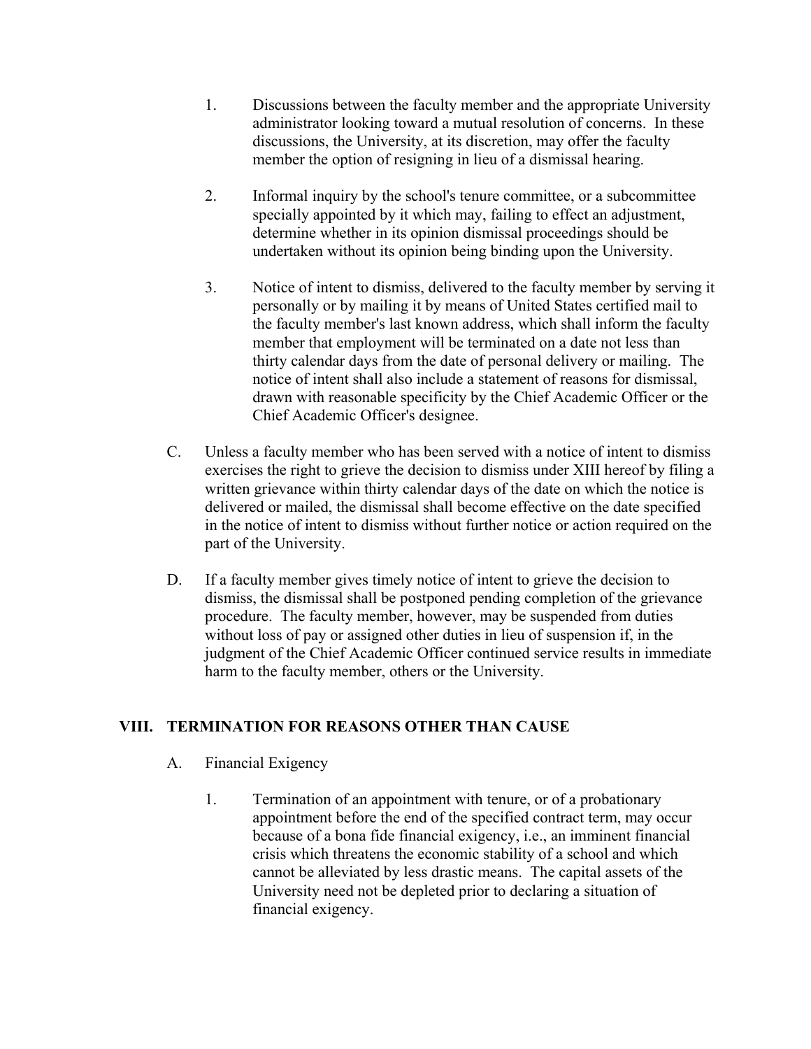1. Discussions between the faculty member and the appropriate University administrator looking toward a mutual resolution of concerns. In these discussions, the University, at its discretion, may offer the faculty member the option of resigning in lieu of a dismissal hearing.

2. Informal inquiry by the school's tenure committee, or a subcommittee specially appointed by it which may, failing to effect an adjustment, determine whether in its opinion dismissal proceedings should be undertaken without its opinion being binding upon the University.

3. Notice of intent to dismiss, delivered to the faculty member by serving it personally or by mailing it by means of United States certified mail to the faculty member's last known address, which shall inform the faculty member that employment will be terminated on a date not less than thirty calendar days from the date of personal delivery or mailing. The notice of intent shall also include a statement of reasons for dismissal, drawn with reasonable specificity by the Chief Academic Officer or the Chief Academic Officer's designee.

C. Unless a faculty member who has been served with a notice of intent to dismiss exercises the right to grieve the decision to dismiss under XIII hereof by filing a written grievance within thirty calendar days of the date on which the notice is delivered or mailed, the dismissal shall become effective on the date specified in the notice of intent to dismiss without further notice or action required on the part of the University.

D. If a faculty member gives timely notice of intent to grieve the decision to dismiss, the dismissal shall be postponed pending completion of the grievance procedure. The faculty member, however, may be suspended from duties without loss of pay or assigned other duties in lieu of suspension if, in the judgment of the Chief Academic Officer continued service results in immediate harm to the faculty member, others or the University.

## VIII. TERMINATION FOR REASONS OTHER THAN CAUSE

A. Financial Exigency

1. Termination of an appointment with tenure, or of a probationary appointment before the end of the specified contract term, may occur because of a bona fide financial exigency, i.e., an imminent financial crisis which threatens the economic stability of a school and which cannot be alleviated by less drastic means. The capital assets of the University need not be depleted prior to declaring a situation of financial exigency.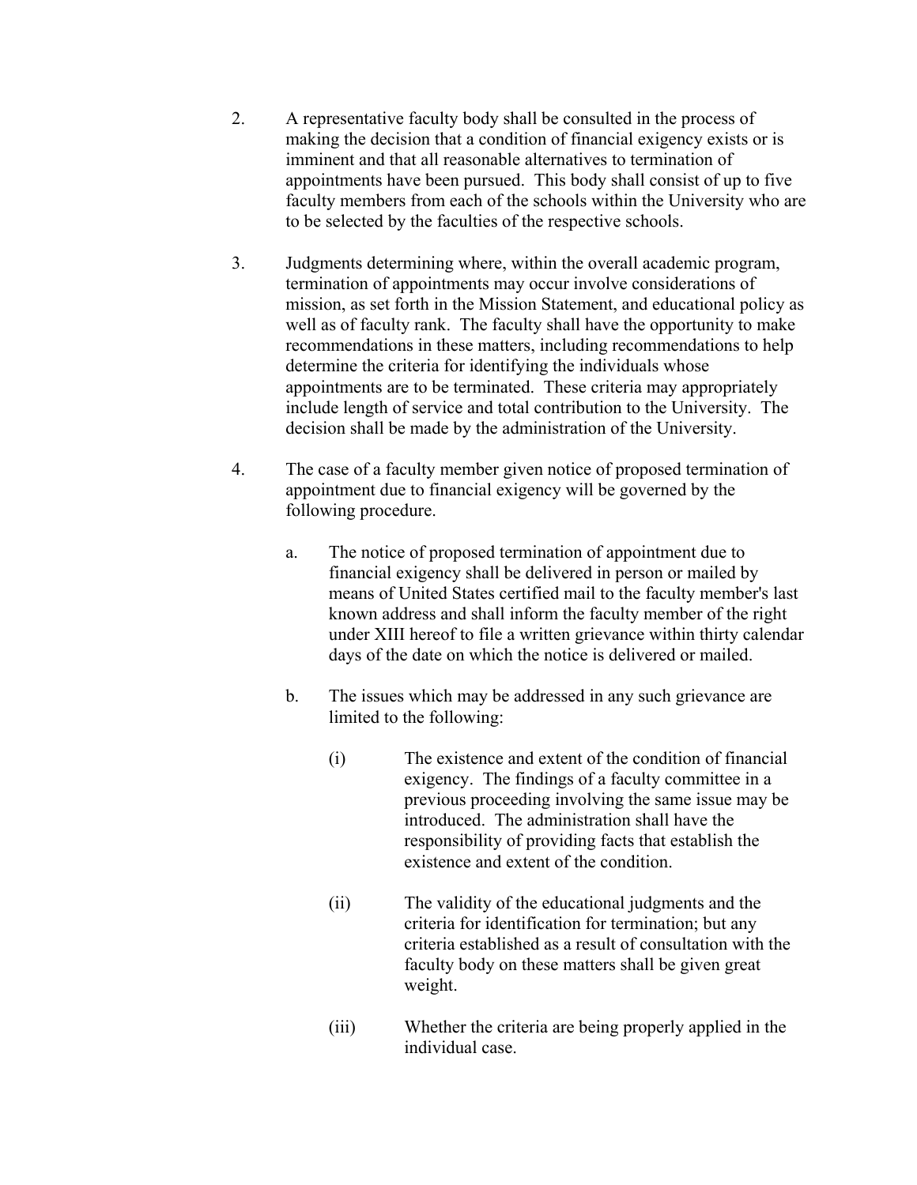2. A representative faculty body shall be consulted in the process of making the decision that a condition of financial exigency exists or is imminent and that all reasonable alternatives to termination of appointments have been pursued. This body shall consist of up to five faculty members from each of the schools within the University who are to be selected by the faculties of the respective schools.

3. Judgments determining where, within the overall academic program, termination of appointments may occur involve considerations of mission, as set forth in the Mission Statement, and educational policy as well as of faculty rank. The faculty shall have the opportunity to make recommendations in these matters, including recommendations to help determine the criteria for identifying the individuals whose appointments are to be terminated. These criteria may appropriately include length of service and total contribution to the University. The decision shall be made by the administration of the University.

4. The case of a faculty member given notice of proposed termination of appointment due to financial exigency will be governed by the following procedure.

   a. The notice of proposed termination of appointment due to financial exigency shall be delivered in person or mailed by means of United States certified mail to the faculty member's last known address and shall inform the faculty member of the right under XIII hereof to file a written grievance within thirty calendar days of the date on which the notice is delivered or mailed.

   b. The issues which may be addressed in any such grievance are limited to the following:

      (i) The existence and extent of the condition of financial exigency. The findings of a faculty committee in a previous proceeding involving the same issue may be introduced. The administration shall have the responsibility of providing facts that establish the existence and extent of the condition.

      (ii) The validity of the educational judgments and the criteria for identification for termination; but any criteria established as a result of consultation with the faculty body on these matters shall be given great weight.

      (iii) Whether the criteria are being properly applied in the individual case.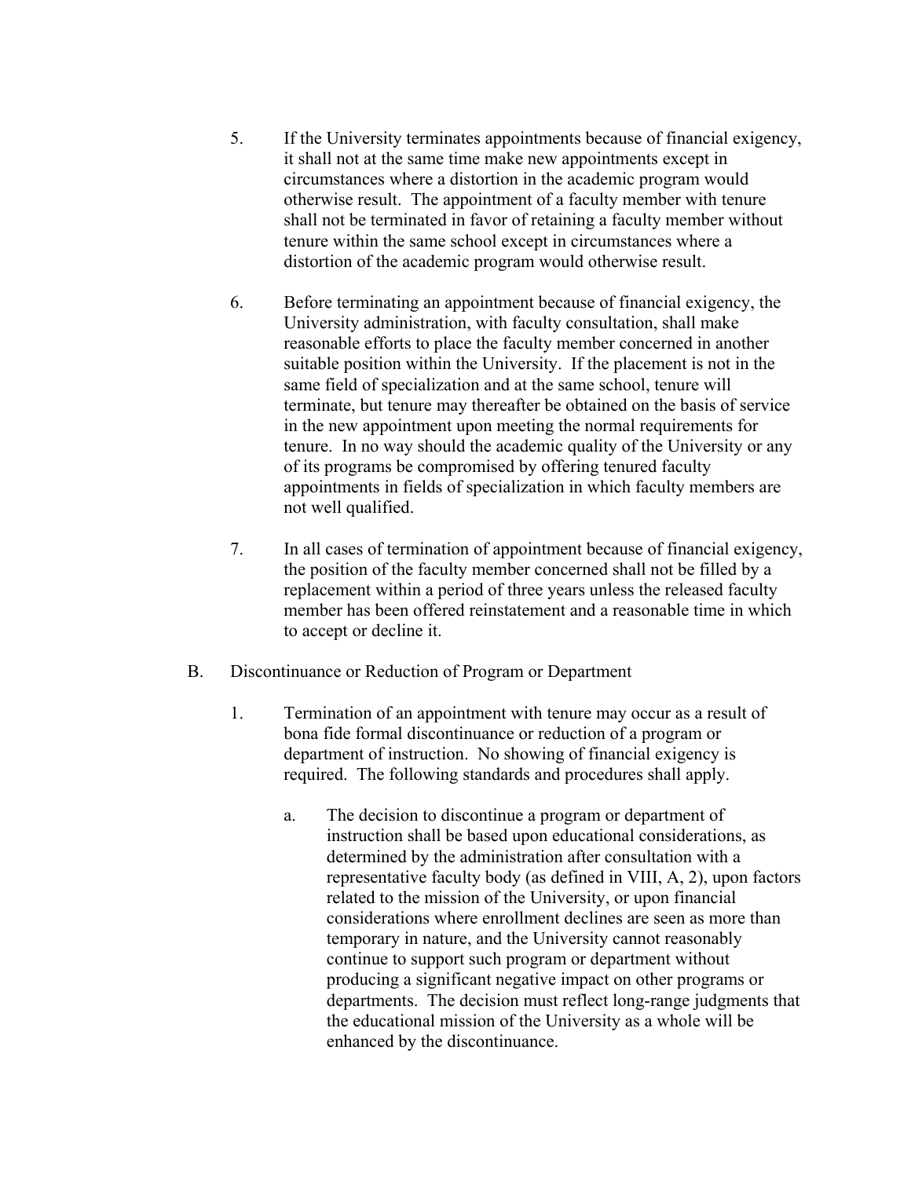5. If the University terminates appointments because of financial exigency, it shall not at the same time make new appointments except in circumstances where a distortion in the academic program would otherwise result. The appointment of a faculty member with tenure shall not be terminated in favor of retaining a faculty member without tenure within the same school except in circumstances where a distortion of the academic program would otherwise result.

6. Before terminating an appointment because of financial exigency, the University administration, with faculty consultation, shall make reasonable efforts to place the faculty member concerned in another suitable position within the University. If the placement is not in the same field of specialization and at the same school, tenure will terminate, but tenure may thereafter be obtained on the basis of service in the new appointment upon meeting the normal requirements for tenure. In no way should the academic quality of the University or any of its programs be compromised by offering tenured faculty appointments in fields of specialization in which faculty members are not well qualified.

7. In all cases of termination of appointment because of financial exigency, the position of the faculty member concerned shall not be filled by a replacement within a period of three years unless the released faculty member has been offered reinstatement and a reasonable time in which to accept or decline it.

B. Discontinuance or Reduction of Program or Department

1. Termination of an appointment with tenure may occur as a result of bona fide formal discontinuance or reduction of a program or department of instruction. No showing of financial exigency is required. The following standards and procedures shall apply.

   a. The decision to discontinue a program or department of instruction shall be based upon educational considerations, as determined by the administration after consultation with a representative faculty body (as defined in VIII, A, 2), upon factors related to the mission of the University, or upon financial considerations where enrollment declines are seen as more than temporary in nature, and the University cannot reasonably continue to support such program or department without producing a significant negative impact on other programs or departments. The decision must reflect long-range judgments that the educational mission of the University as a whole will be enhanced by the discontinuance.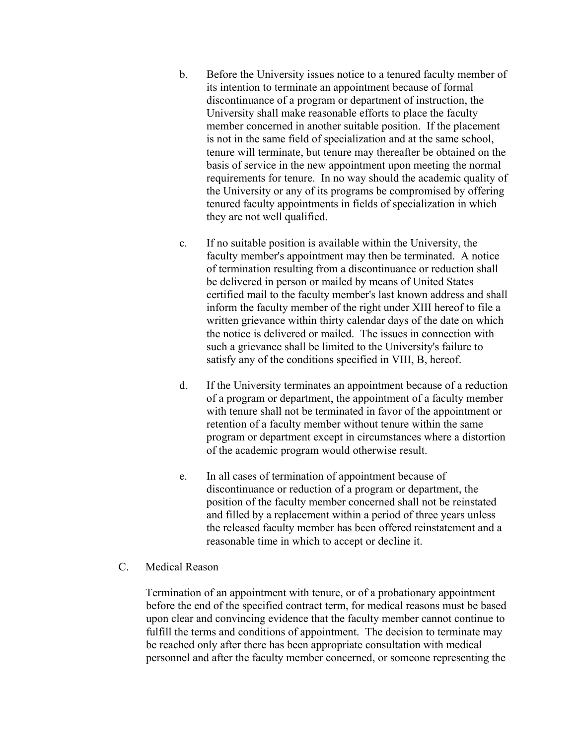b. Before the University issues notice to a tenured faculty member of its intention to terminate an appointment because of formal discontinuance of a program or department of instruction, the University shall make reasonable efforts to place the faculty member concerned in another suitable position. If the placement is not in the same field of specialization and at the same school, tenure will terminate, but tenure may thereafter be obtained on the basis of service in the new appointment upon meeting the normal requirements for tenure. In no way should the academic quality of the University or any of its programs be compromised by offering tenured faculty appointments in fields of specialization in which they are not well qualified.

c. If no suitable position is available within the University, the faculty member's appointment may then be terminated. A notice of termination resulting from a discontinuance or reduction shall be delivered in person or mailed by means of United States certified mail to the faculty member's last known address and shall inform the faculty member of the right under XIII hereof to file a written grievance within thirty calendar days of the date on which the notice is delivered or mailed. The issues in connection with such a grievance shall be limited to the University's failure to satisfy any of the conditions specified in VIII, B, hereof.

d. If the University terminates an appointment because of a reduction of a program or department, the appointment of a faculty member with tenure shall not be terminated in favor of the appointment or retention of a faculty member without tenure within the same program or department except in circumstances where a distortion of the academic program would otherwise result.

e. In all cases of termination of appointment because of discontinuance or reduction of a program or department, the position of the faculty member concerned shall not be reinstated and filled by a replacement within a period of three years unless the released faculty member has been offered reinstatement and a reasonable time in which to accept or decline it.

C. Medical Reason

Termination of an appointment with tenure, or of a probationary appointment before the end of the specified contract term, for medical reasons must be based upon clear and convincing evidence that the faculty member cannot continue to fulfill the terms and conditions of appointment. The decision to terminate may be reached only after there has been appropriate consultation with medical personnel and after the faculty member concerned, or someone representing the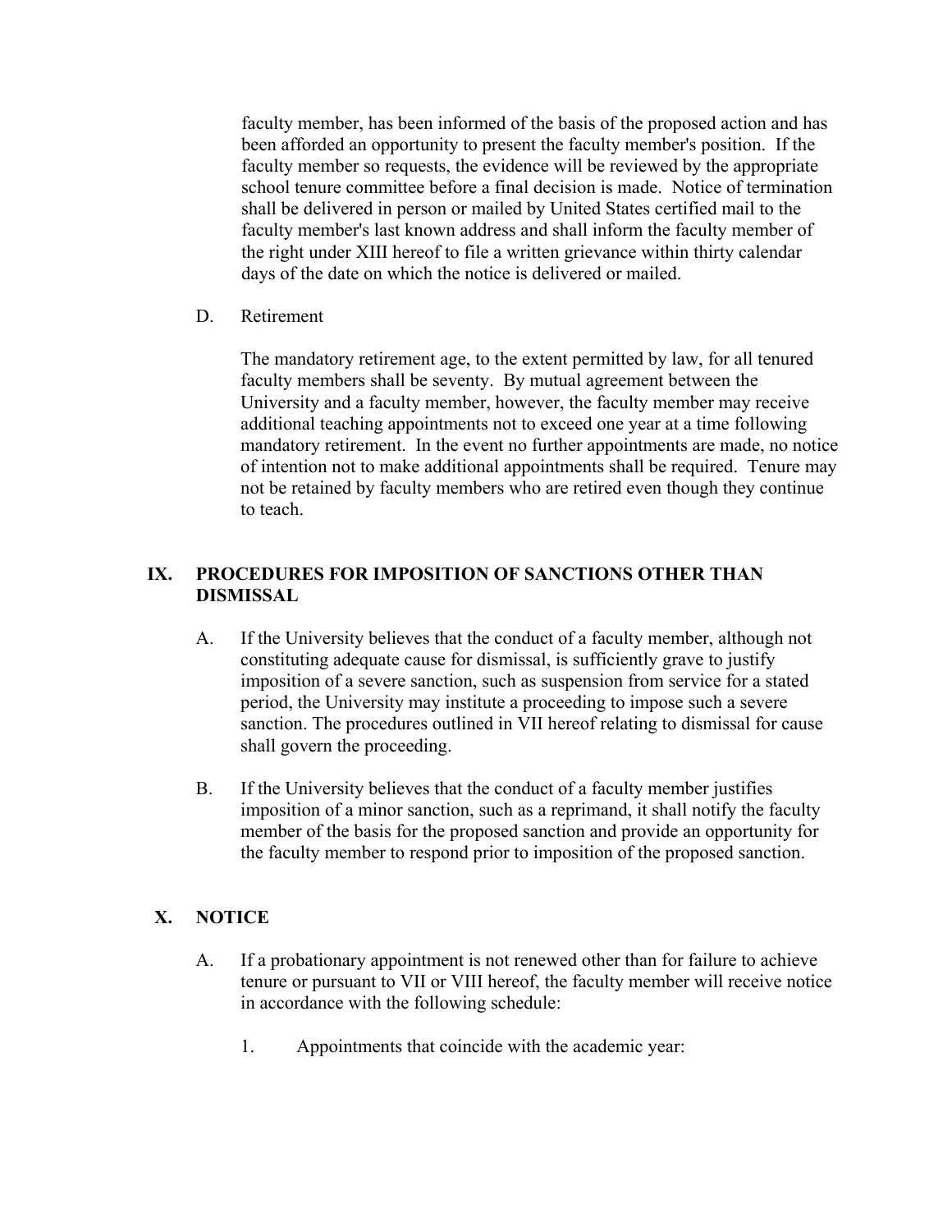faculty member, has been informed of the basis of the proposed action and has been afforded an opportunity to present the faculty member's position. If the faculty member so requests, the evidence will be reviewed by the appropriate school tenure committee before a final decision is made. Notice of termination shall be delivered in person or mailed by United States certified mail to the faculty member's last known address and shall inform the faculty member of the right under XIII hereof to file a written grievance within thirty calendar days of the date on which the notice is delivered or mailed.

D. Retirement

The mandatory retirement age, to the extent permitted by law, for all tenured faculty members shall be seventy. By mutual agreement between the University and a faculty member, however, the faculty member may receive additional teaching appointments not to exceed one year at a time following mandatory retirement. In the event no further appointments are made, no notice of intention not to make additional appointments shall be required. Tenure may not be retained by faculty members who are retired even though they continue to teach.

## IX. PROCEDURES FOR IMPOSITION OF SANCTIONS OTHER THAN DISMISSAL

A. If the University believes that the conduct of a faculty member, although not constituting adequate cause for dismissal, is sufficiently grave to justify imposition of a severe sanction, such as suspension from service for a stated period, the University may institute a proceeding to impose such a severe sanction. The procedures outlined in VII hereof relating to dismissal for cause shall govern the proceeding.

B. If the University believes that the conduct of a faculty member justifies imposition of a minor sanction, such as a reprimand, it shall notify the faculty member of the basis for the proposed sanction and provide an opportunity for the faculty member to respond prior to imposition of the proposed sanction.

## X. NOTICE

A. If a probationary appointment is not renewed other than for failure to achieve tenure or pursuant to VII or VIII hereof, the faculty member will receive notice in accordance with the following schedule:

1. Appointments that coincide with the academic year: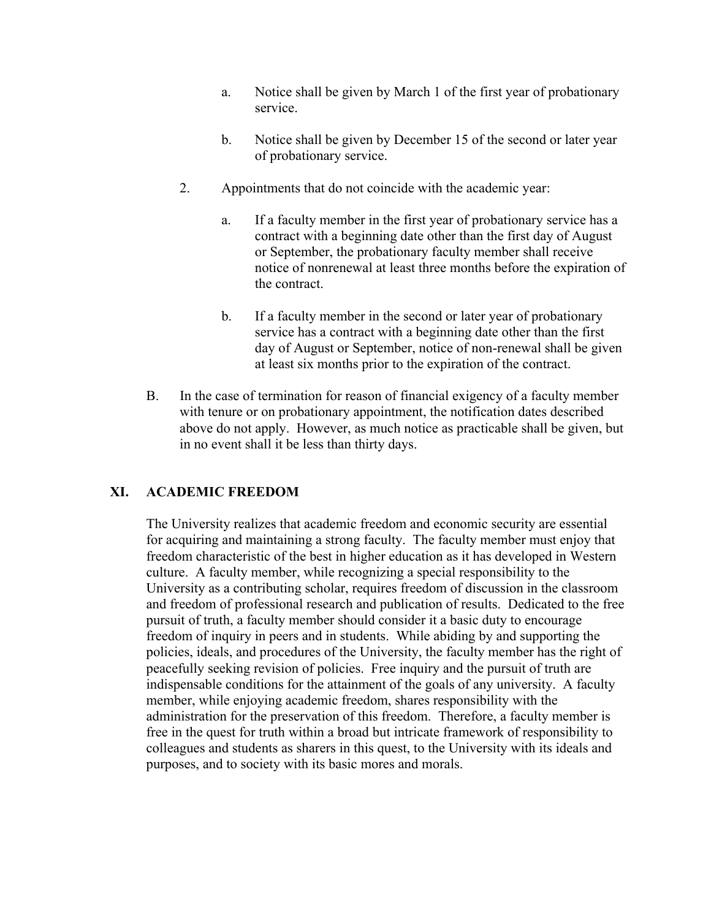a. Notice shall be given by March 1 of the first year of probationary service.

   b. Notice shall be given by December 15 of the second or later year of probationary service.

2. Appointments that do not coincide with the academic year:

   a. If a faculty member in the first year of probationary service has a contract with a beginning date other than the first day of August or September, the probationary faculty member shall receive notice of nonrenewal at least three months before the expiration of the contract.

   b. If a faculty member in the second or later year of probationary service has a contract with a beginning date other than the first day of August or September, notice of non-renewal shall be given at least six months prior to the expiration of the contract.

B. In the case of termination for reason of financial exigency of a faculty member with tenure or on probationary appointment, the notification dates described above do not apply. However, as much notice as practicable shall be given, but in no event shall it be less than thirty days.

## XI. ACADEMIC FREEDOM

The University realizes that academic freedom and economic security are essential for acquiring and maintaining a strong faculty. The faculty member must enjoy that freedom characteristic of the best in higher education as it has developed in Western culture. A faculty member, while recognizing a special responsibility to the University as a contributing scholar, requires freedom of discussion in the classroom and freedom of professional research and publication of results. Dedicated to the free pursuit of truth, a faculty member should consider it a basic duty to encourage freedom of inquiry in peers and in students. While abiding by and supporting the policies, ideals, and procedures of the University, the faculty member has the right of peacefully seeking revision of policies. Free inquiry and the pursuit of truth are indispensable conditions for the attainment of the goals of any university. A faculty member, while enjoying academic freedom, shares responsibility with the administration for the preservation of this freedom. Therefore, a faculty member is free in the quest for truth within a broad but intricate framework of responsibility to colleagues and students as sharers in this quest, to the University with its ideals and purposes, and to society with its basic mores and morals.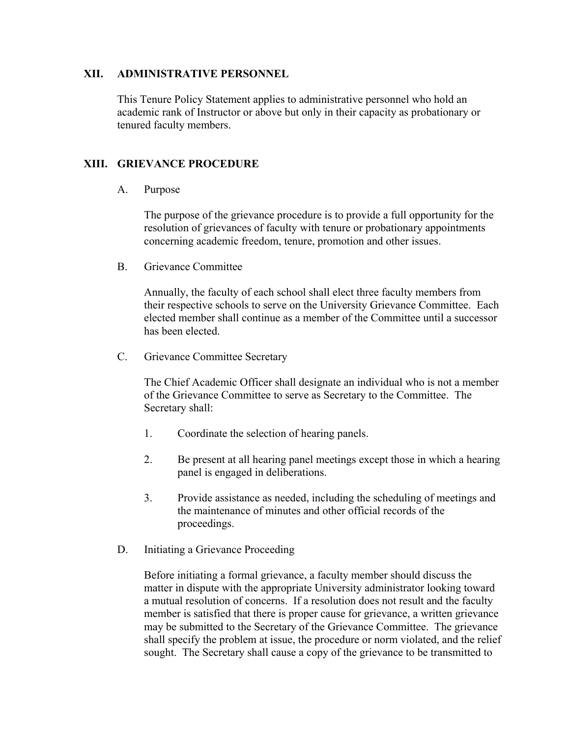## XII. ADMINISTRATIVE PERSONNEL

This Tenure Policy Statement applies to administrative personnel who hold an academic rank of Instructor or above but only in their capacity as probationary or tenured faculty members.

## XIII. GRIEVANCE PROCEDURE

### A. Purpose

The purpose of the grievance procedure is to provide a full opportunity for the resolution of grievances of faculty with tenure or probationary appointments concerning academic freedom, tenure, promotion and other issues.

### B. Grievance Committee

Annually, the faculty of each school shall elect three faculty members from their respective schools to serve on the University Grievance Committee. Each elected member shall continue as a member of the Committee until a successor has been elected.

### C. Grievance Committee Secretary

The Chief Academic Officer shall designate an individual who is not a member of the Grievance Committee to serve as Secretary to the Committee. The Secretary shall:

1. Coordinate the selection of hearing panels.
2. Be present at all hearing panel meetings except those in which a hearing panel is engaged in deliberations.
3. Provide assistance as needed, including the scheduling of meetings and the maintenance of minutes and other official records of the proceedings.

### D. Initiating a Grievance Proceeding

Before initiating a formal grievance, a faculty member should discuss the matter in dispute with the appropriate University administrator looking toward a mutual resolution of concerns. If a resolution does not result and the faculty member is satisfied that there is proper cause for grievance, a written grievance may be submitted to the Secretary of the Grievance Committee. The grievance shall specify the problem at issue, the procedure or norm violated, and the relief sought. The Secretary shall cause a copy of the grievance to be transmitted to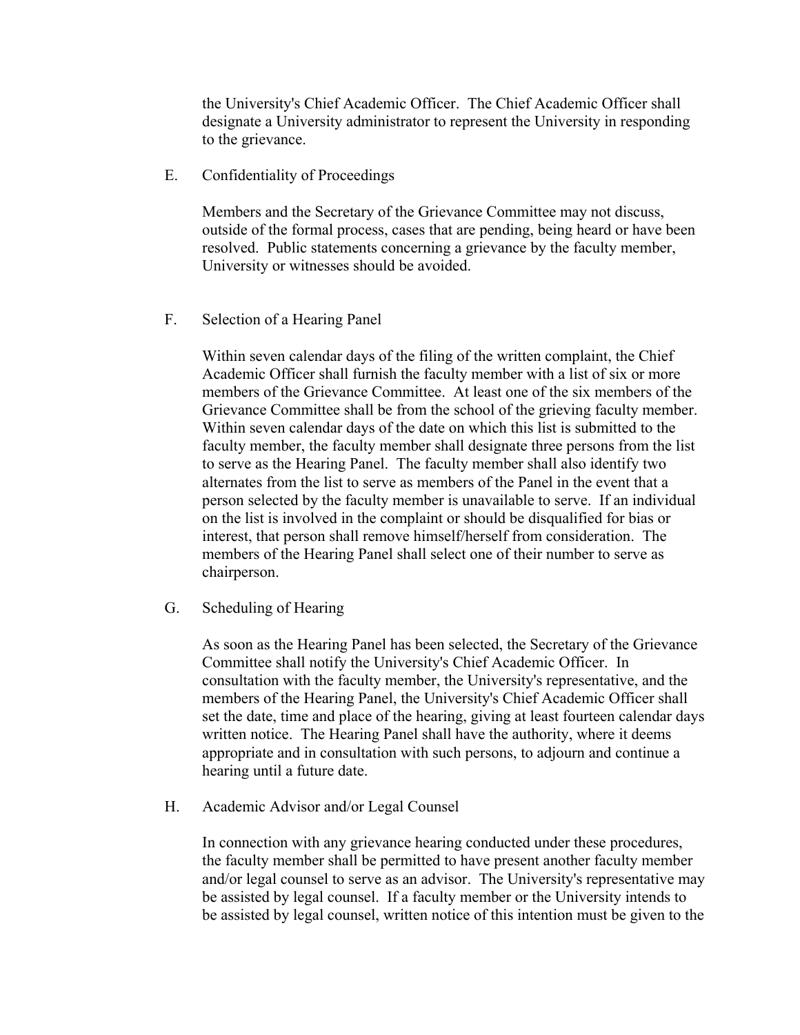the University's Chief Academic Officer. The Chief Academic Officer shall designate a University administrator to represent the University in responding to the grievance.

E. Confidentiality of Proceedings

Members and the Secretary of the Grievance Committee may not discuss, outside of the formal process, cases that are pending, being heard or have been resolved. Public statements concerning a grievance by the faculty member, University or witnesses should be avoided.

F. Selection of a Hearing Panel

Within seven calendar days of the filing of the written complaint, the Chief Academic Officer shall furnish the faculty member with a list of six or more members of the Grievance Committee. At least one of the six members of the Grievance Committee shall be from the school of the grieving faculty member. Within seven calendar days of the date on which this list is submitted to the faculty member, the faculty member shall designate three persons from the list to serve as the Hearing Panel. The faculty member shall also identify two alternates from the list to serve as members of the Panel in the event that a person selected by the faculty member is unavailable to serve. If an individual on the list is involved in the complaint or should be disqualified for bias or interest, that person shall remove himself/herself from consideration. The members of the Hearing Panel shall select one of their number to serve as chairperson.

G. Scheduling of Hearing

As soon as the Hearing Panel has been selected, the Secretary of the Grievance Committee shall notify the University's Chief Academic Officer. In consultation with the faculty member, the University's representative, and the members of the Hearing Panel, the University's Chief Academic Officer shall set the date, time and place of the hearing, giving at least fourteen calendar days written notice. The Hearing Panel shall have the authority, where it deems appropriate and in consultation with such persons, to adjourn and continue a hearing until a future date.

H. Academic Advisor and/or Legal Counsel

In connection with any grievance hearing conducted under these procedures, the faculty member shall be permitted to have present another faculty member and/or legal counsel to serve as an advisor. The University's representative may be assisted by legal counsel. If a faculty member or the University intends to be assisted by legal counsel, written notice of this intention must be given to the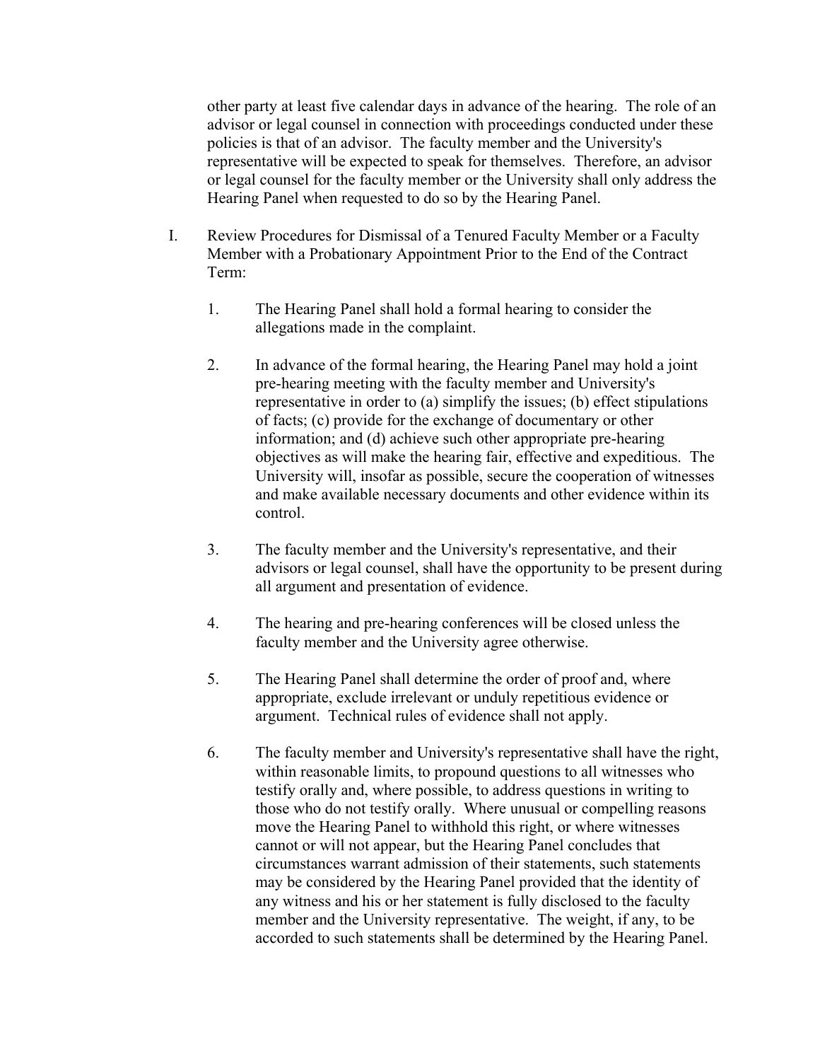other party at least five calendar days in advance of the hearing. The role of an advisor or legal counsel in connection with proceedings conducted under these policies is that of an advisor. The faculty member and the University's representative will be expected to speak for themselves. Therefore, an advisor or legal counsel for the faculty member or the University shall only address the Hearing Panel when requested to do so by the Hearing Panel.

I. Review Procedures for Dismissal of a Tenured Faculty Member or a Faculty Member with a Probationary Appointment Prior to the End of the Contract Term:

1. The Hearing Panel shall hold a formal hearing to consider the allegations made in the complaint.

2. In advance of the formal hearing, the Hearing Panel may hold a joint pre-hearing meeting with the faculty member and University's representative in order to (a) simplify the issues; (b) effect stipulations of facts; (c) provide for the exchange of documentary or other information; and (d) achieve such other appropriate pre-hearing objectives as will make the hearing fair, effective and expeditious. The University will, insofar as possible, secure the cooperation of witnesses and make available necessary documents and other evidence within its control.

3. The faculty member and the University's representative, and their advisors or legal counsel, shall have the opportunity to be present during all argument and presentation of evidence.

4. The hearing and pre-hearing conferences will be closed unless the faculty member and the University agree otherwise.

5. The Hearing Panel shall determine the order of proof and, where appropriate, exclude irrelevant or unduly repetitious evidence or argument. Technical rules of evidence shall not apply.

6. The faculty member and University's representative shall have the right, within reasonable limits, to propound questions to all witnesses who testify orally and, where possible, to address questions in writing to those who do not testify orally. Where unusual or compelling reasons move the Hearing Panel to withhold this right, or where witnesses cannot or will not appear, but the Hearing Panel concludes that circumstances warrant admission of their statements, such statements may be considered by the Hearing Panel provided that the identity of any witness and his or her statement is fully disclosed to the faculty member and the University representative. The weight, if any, to be accorded to such statements shall be determined by the Hearing Panel.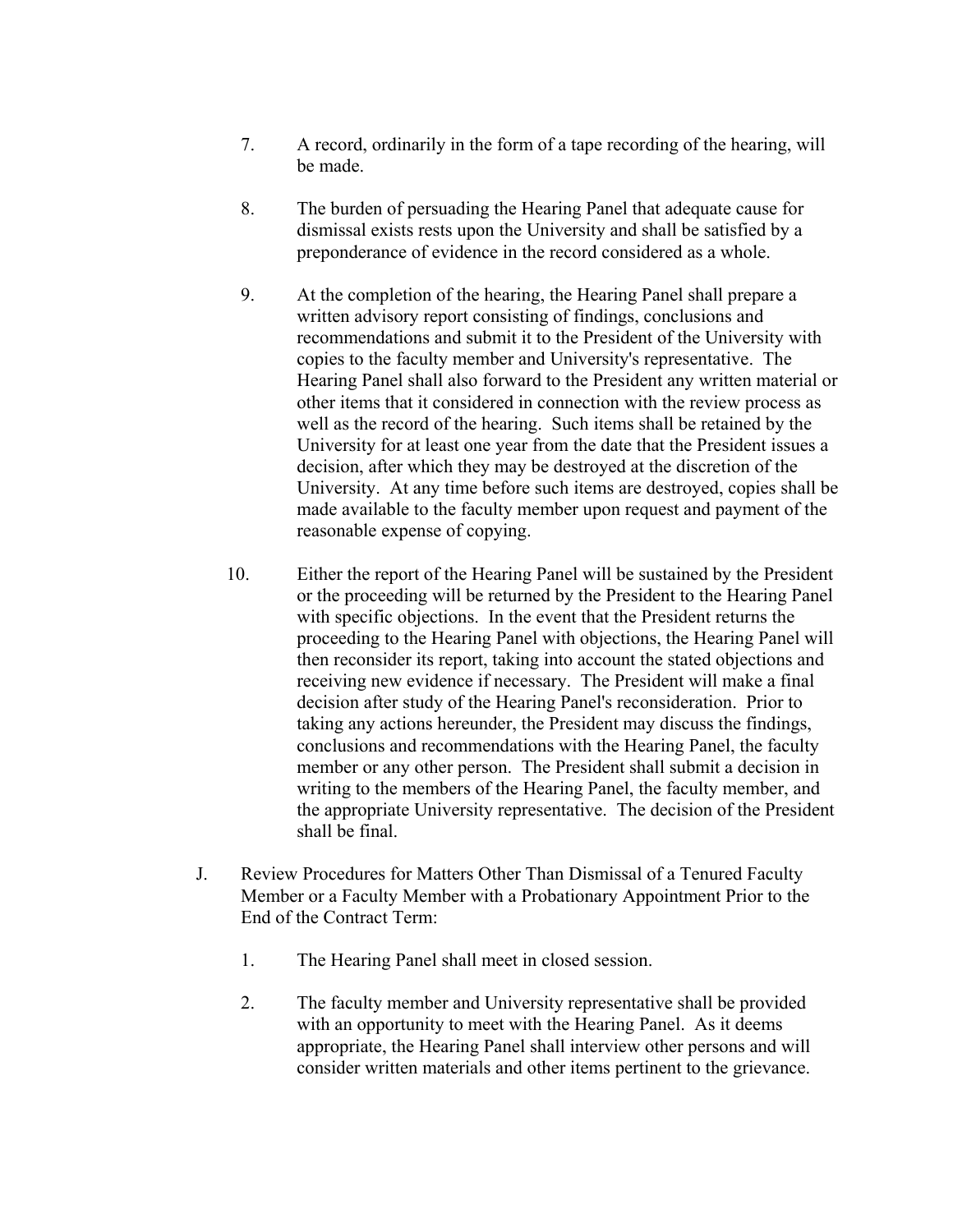7. A record, ordinarily in the form of a tape recording of the hearing, will be made.

8. The burden of persuading the Hearing Panel that adequate cause for dismissal exists rests upon the University and shall be satisfied by a preponderance of evidence in the record considered as a whole.

9. At the completion of the hearing, the Hearing Panel shall prepare a written advisory report consisting of findings, conclusions and recommendations and submit it to the President of the University with copies to the faculty member and University's representative. The Hearing Panel shall also forward to the President any written material or other items that it considered in connection with the review process as well as the record of the hearing. Such items shall be retained by the University for at least one year from the date that the President issues a decision, after which they may be destroyed at the discretion of the University. At any time before such items are destroyed, copies shall be made available to the faculty member upon request and payment of the reasonable expense of copying.

10. Either the report of the Hearing Panel will be sustained by the President or the proceeding will be returned by the President to the Hearing Panel with specific objections. In the event that the President returns the proceeding to the Hearing Panel with objections, the Hearing Panel will then reconsider its report, taking into account the stated objections and receiving new evidence if necessary. The President will make a final decision after study of the Hearing Panel's reconsideration. Prior to taking any actions hereunder, the President may discuss the findings, conclusions and recommendations with the Hearing Panel, the faculty member or any other person. The President shall submit a decision in writing to the members of the Hearing Panel, the faculty member, and the appropriate University representative. The decision of the President shall be final.

J. Review Procedures for Matters Other Than Dismissal of a Tenured Faculty Member or a Faculty Member with a Probationary Appointment Prior to the End of the Contract Term:

1. The Hearing Panel shall meet in closed session.

2. The faculty member and University representative shall be provided with an opportunity to meet with the Hearing Panel. As it deems appropriate, the Hearing Panel shall interview other persons and will consider written materials and other items pertinent to the grievance.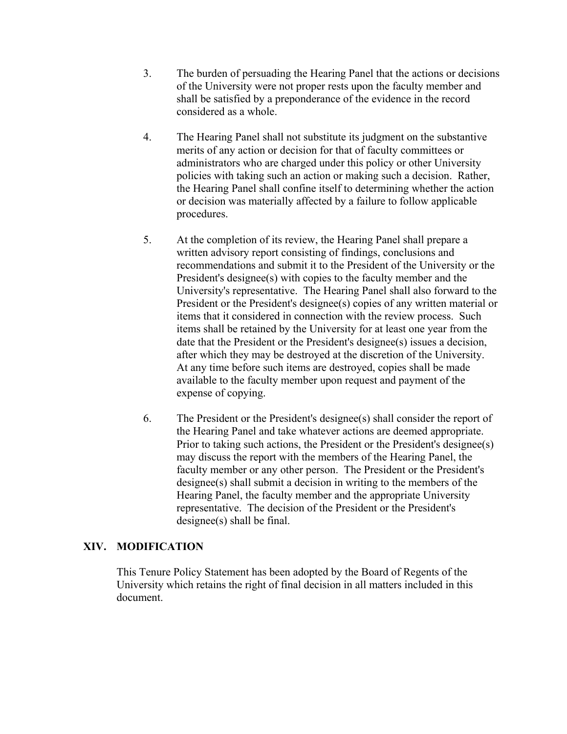3. The burden of persuading the Hearing Panel that the actions or decisions of the University were not proper rests upon the faculty member and shall be satisfied by a preponderance of the evidence in the record considered as a whole.

4. The Hearing Panel shall not substitute its judgment on the substantive merits of any action or decision for that of faculty committees or administrators who are charged under this policy or other University policies with taking such an action or making such a decision. Rather, the Hearing Panel shall confine itself to determining whether the action or decision was materially affected by a failure to follow applicable procedures.

5. At the completion of its review, the Hearing Panel shall prepare a written advisory report consisting of findings, conclusions and recommendations and submit it to the President of the University or the President's designee(s) with copies to the faculty member and the University's representative. The Hearing Panel shall also forward to the President or the President's designee(s) copies of any written material or items that it considered in connection with the review process. Such items shall be retained by the University for at least one year from the date that the President or the President's designee(s) issues a decision, after which they may be destroyed at the discretion of the University. At any time before such items are destroyed, copies shall be made available to the faculty member upon request and payment of the expense of copying.

6. The President or the President's designee(s) shall consider the report of the Hearing Panel and take whatever actions are deemed appropriate. Prior to taking such actions, the President or the President's designee(s) may discuss the report with the members of the Hearing Panel, the faculty member or any other person. The President or the President's designee(s) shall submit a decision in writing to the members of the Hearing Panel, the faculty member and the appropriate University representative. The decision of the President or the President's designee(s) shall be final.

## XIV. MODIFICATION

This Tenure Policy Statement has been adopted by the Board of Regents of the University which retains the right of final decision in all matters included in this document.